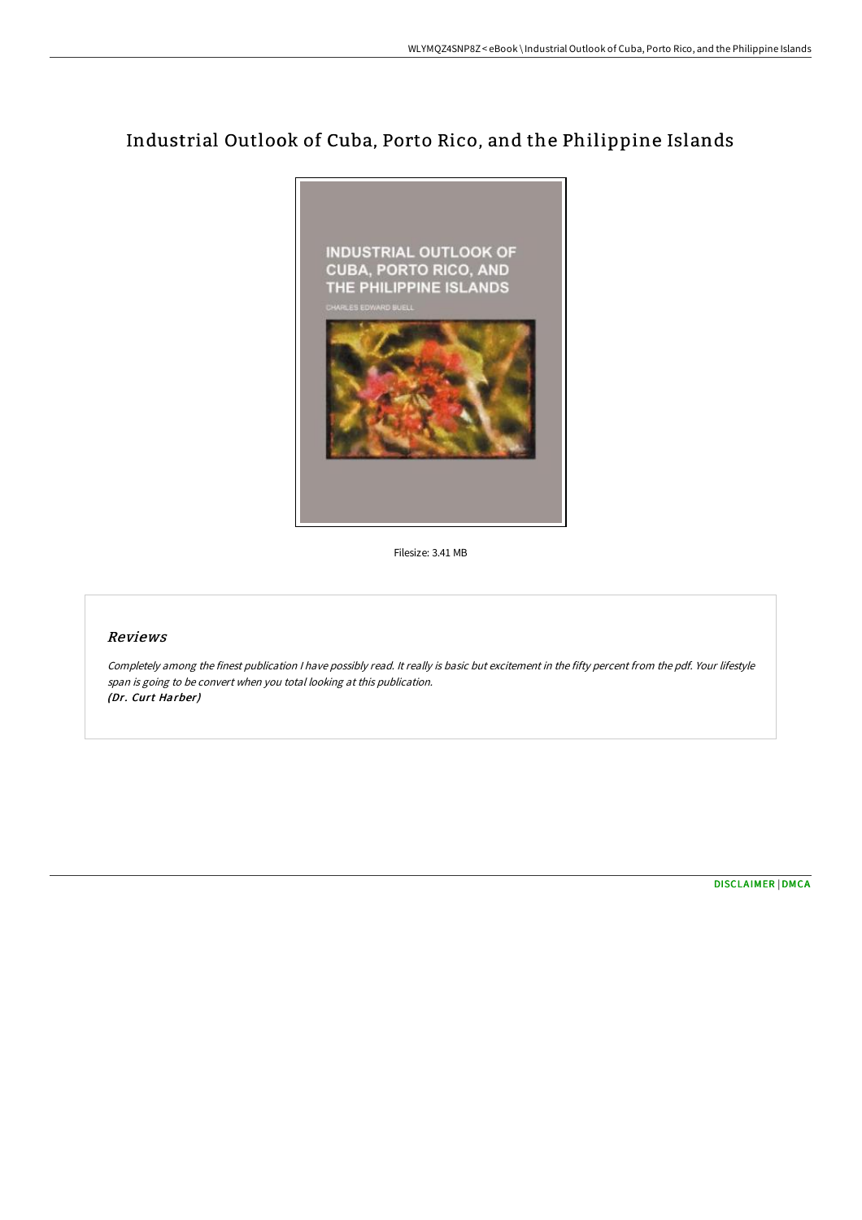# Industrial Outlook of Cuba, Porto Rico, and the Philippine Islands

Filesize: 3.41 MB

## Reviews

*Completely among the finest publication I have possibly read. It really is basic but excitement in the fifty percent from the pdf. Your lifestyle span is going to be convert when you total looking at this publication.*
*(Dr. Curt Harber)*

DISCLAIMER | DMCA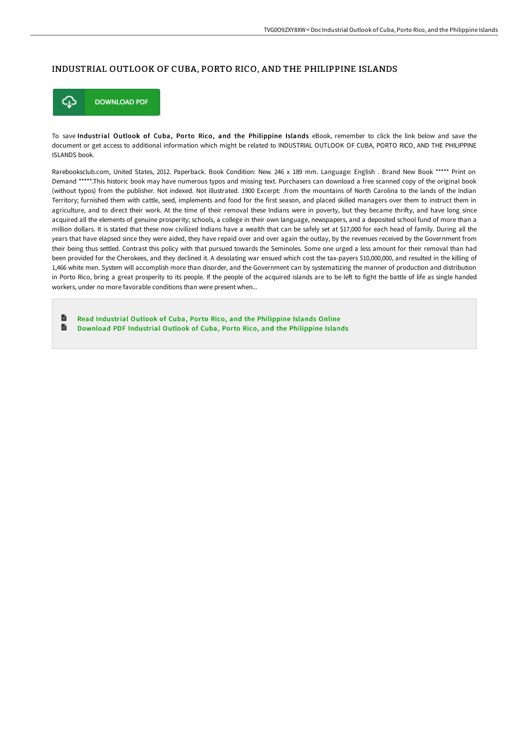# INDUSTRIAL OUTLOOK OF CUBA, PORTO RICO, AND THE PHILIPPINE ISLANDS

DOWNLOAD PDF

To save **Industrial Outlook of Cuba, Porto Rico, and the Philippine Islands** eBook, remember to click the link below and save the document or get access to additional information which might be related to INDUSTRIAL OUTLOOK OF CUBA, PORTO RICO, AND THE PHILIPPINE ISLANDS book.

Rarebooksclub.com, United States, 2012. Paperback. Book Condition: New. 246 x 189 mm. Language: English . Brand New Book ***** Print on Demand *****.This historic book may have numerous typos and missing text. Purchasers can download a free scanned copy of the original book (without typos) from the publisher. Not indexed. Not illustrated. 1900 Excerpt: .from the mountains of North Carolina to the lands of the Indian Territory; furnished them with cattle, seed, implements and food for the first season, and placed skilled managers over them to instruct them in agriculture, and to direct their work. At the time of their removal these Indians were in poverty, but they became thrifty, and have long since acquired all the elements of genuine prosperity; schools, a college in their own language, newspapers, and a deposited school fund of more than a million dollars. It is stated that these now civilized Indians have a wealth that can be safely set at $17,000 for each head of family. During all the years that have elapsed since they were aided, they have repaid over and over again the outlay, by the revenues received by the Government from their being thus settled. Contrast this policy with that pursued towards the Seminoles. Some one urged a less amount for their removal than had been provided for the Cherokees, and they declined it. A desolating war ensued which cost the tax-payers $10,000,000, and resulted in the killing of 1,466 white men. System will accomplish more than disorder, and the Government can by systematizing the manner of production and distribution in Porto Rico, bring a great prosperity to its people. If the people of the acquired islands are to be left to fight the battle of life as single handed workers, under no more favorable conditions than were present when...

- Read Industrial Outlook of Cuba, Porto Rico, and the Philippine Islands Online
- Download PDF Industrial Outlook of Cuba, Porto Rico, and the Philippine Islands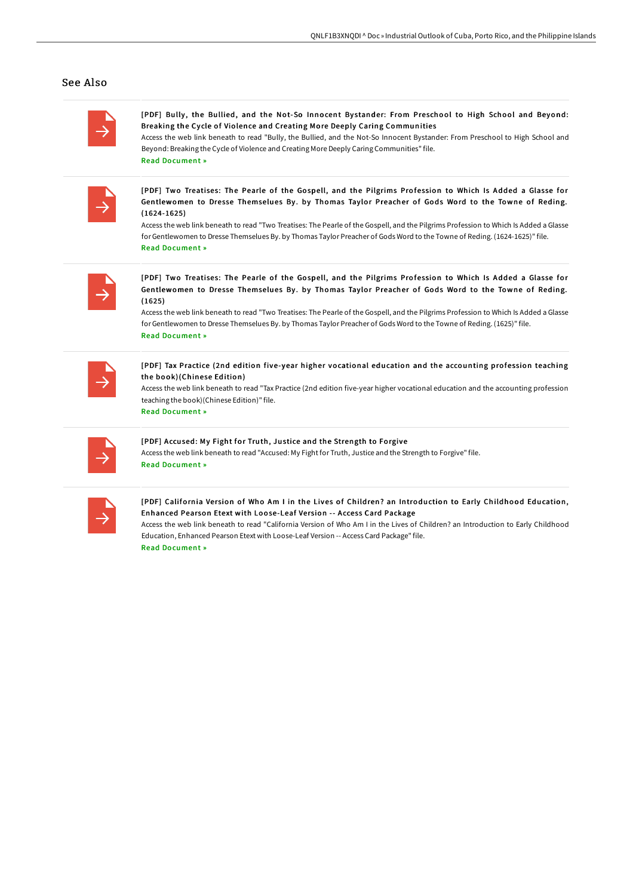## See Also

[PDF] Bully, the Bullied, and the Not-So Innocent Bystander: From Preschool to High School and Beyond: Breaking the Cycle of Violence and Creating More Deeply Caring Communities

Access the web link beneath to read "Bully, the Bullied, and the Not-So Innocent Bystander: From Preschool to High School and Beyond: Breaking the Cycle of Violence and Creating More Deeply Caring Communities" file.

Read Document »

[PDF] Two Treatises: The Pearle of the Gospell, and the Pilgrims Profession to Which Is Added a Glasse for Gentlewomen to Dresse Themselues By. by Thomas Taylor Preacher of Gods Word to the Towne of Reding. (1624-1625)

Access the web link beneath to read "Two Treatises: The Pearle of the Gospell, and the Pilgrims Profession to Which Is Added a Glasse for Gentlewomen to Dresse Themselues By. by Thomas Taylor Preacher of Gods Word to the Towne of Reding. (1624-1625)" file.

Read Document »

[PDF] Two Treatises: The Pearle of the Gospell, and the Pilgrims Profession to Which Is Added a Glasse for Gentlewomen to Dresse Themselues By. by Thomas Taylor Preacher of Gods Word to the Towne of Reding. (1625)

Access the web link beneath to read "Two Treatises: The Pearle of the Gospell, and the Pilgrims Profession to Which Is Added a Glasse for Gentlewomen to Dresse Themselues By. by Thomas Taylor Preacher of Gods Word to the Towne of Reding. (1625)" file.

Read Document »

[PDF] Tax Practice (2nd edition five-year higher vocational education and the accounting profession teaching the book)(Chinese Edition)

Access the web link beneath to read "Tax Practice (2nd edition five-year higher vocational education and the accounting profession teaching the book)(Chinese Edition)" file.

Read Document »

[PDF] Accused: My Fight for Truth, Justice and the Strength to Forgive

Access the web link beneath to read "Accused: My Fight for Truth, Justice and the Strength to Forgive" file.

Read Document »

[PDF] California Version of Who Am I in the Lives of Children? an Introduction to Early Childhood Education, Enhanced Pearson Etext with Loose-Leaf Version -- Access Card Package

Access the web link beneath to read "California Version of Who Am I in the Lives of Children? an Introduction to Early Childhood Education, Enhanced Pearson Etext with Loose-Leaf Version -- Access Card Package" file.

Read Document »